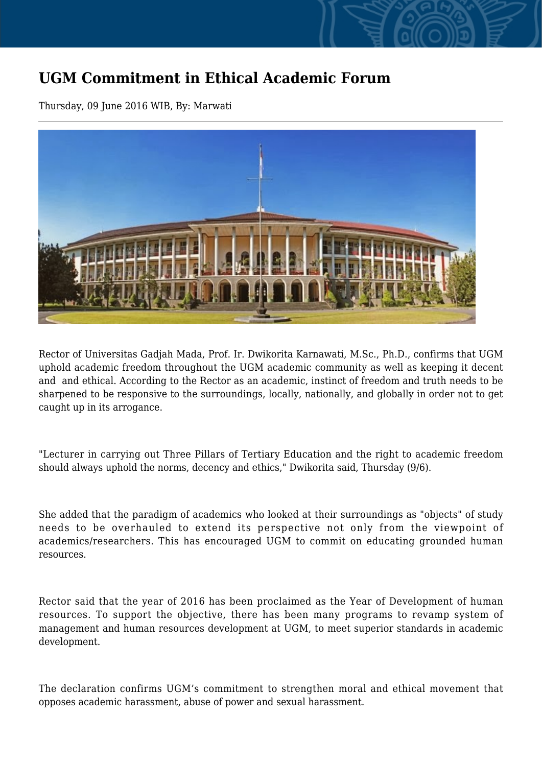# UGM Commitment in Ethical Academic Forum

Thursday, 09 June 2016 WIB, By: Marwati

Rector of Universitas Gadjah Mada, Prof. Ir. Dwikorita Karnawati, M.Sc., Ph.D., confirms that UGM uphold academic freedom throughout the UGM academic community as well as keeping it decent and and ethical. According to the Rector as an academic, instinct of freedom and truth needs to be sharpened to be responsive to the surroundings, locally, nationally, and globally in order not to get caught up in its arrogance.

"Lecturer in carrying out Three Pillars of Tertiary Education and the right to academic freedom should always uphold the norms, decency and ethics," Dwikorita said, Thursday (9/6).

She added that the paradigm of academics who looked at their surroundings as "objects" of study needs to be overhauled to extend its perspective not only from the viewpoint of academics/researchers. This has encouraged UGM to commit on educating grounded human resources.

Rector said that the year of 2016 has been proclaimed as the Year of Development of human resources. To support the objective, there has been many programs to revamp system of management and human resources development at UGM, to meet superior standards in academic development.

The declaration confirms UGM's commitment to strengthen moral and ethical movement that opposes academic harassment, abuse of power and sexual harassment.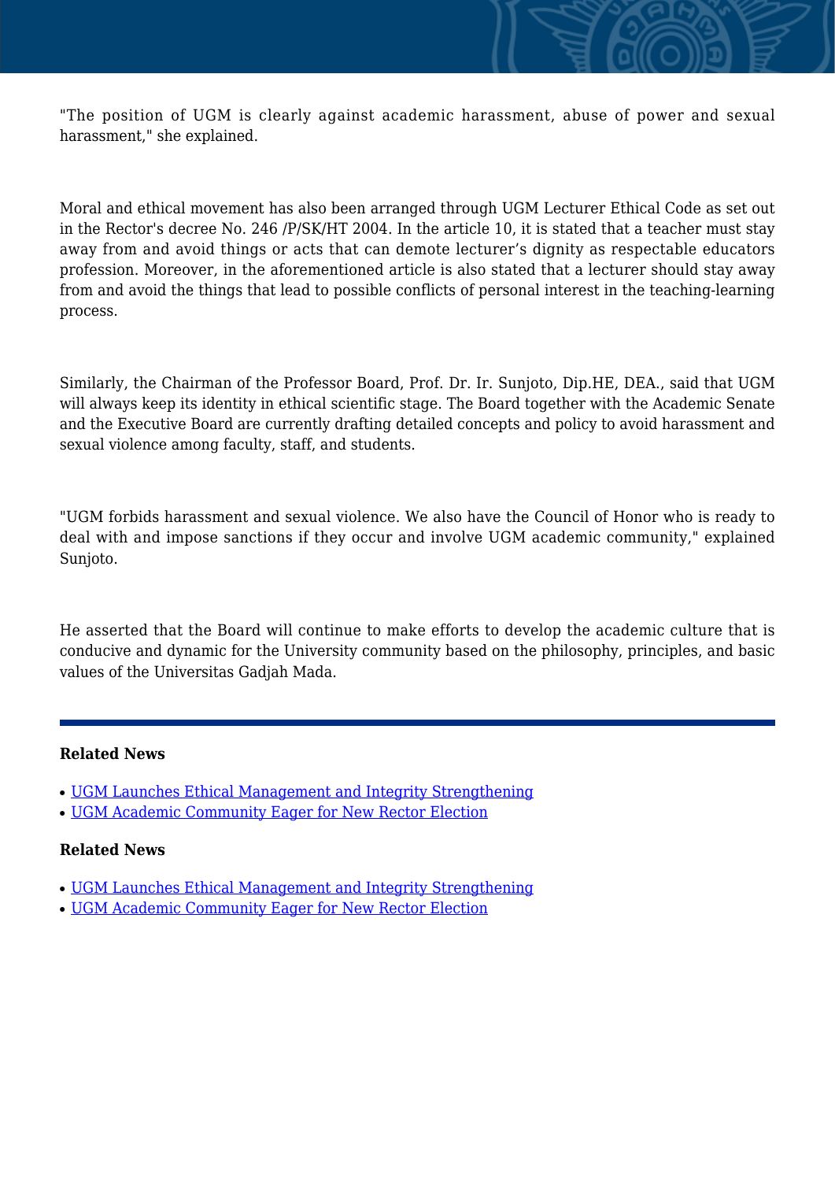"The position of UGM is clearly against academic harassment, abuse of power and sexual harassment," she explained.

Moral and ethical movement has also been arranged through UGM Lecturer Ethical Code as set out in the Rector's decree No. 246 /P/SK/HT 2004. In the article 10, it is stated that a teacher must stay away from and avoid things or acts that can demote lecturer's dignity as respectable educators profession. Moreover, in the aforementioned article is also stated that a lecturer should stay away from and avoid the things that lead to possible conflicts of personal interest in the teaching-learning process.

Similarly, the Chairman of the Professor Board, Prof. Dr. Ir. Sunjoto, Dip.HE, DEA., said that UGM will always keep its identity in ethical scientific stage. The Board together with the Academic Senate and the Executive Board are currently drafting detailed concepts and policy to avoid harassment and sexual violence among faculty, staff, and students.

"UGM forbids harassment and sexual violence. We also have the Council of Honor who is ready to deal with and impose sanctions if they occur and involve UGM academic community," explained Sunjoto.

He asserted that the Board will continue to make efforts to develop the academic culture that is conducive and dynamic for the University community based on the philosophy, principles, and basic values of the Universitas Gadjah Mada.

**Related News**

- UGM Launches Ethical Management and Integrity Strengthening
- UGM Academic Community Eager for New Rector Election

**Related News**

- UGM Launches Ethical Management and Integrity Strengthening
- UGM Academic Community Eager for New Rector Election